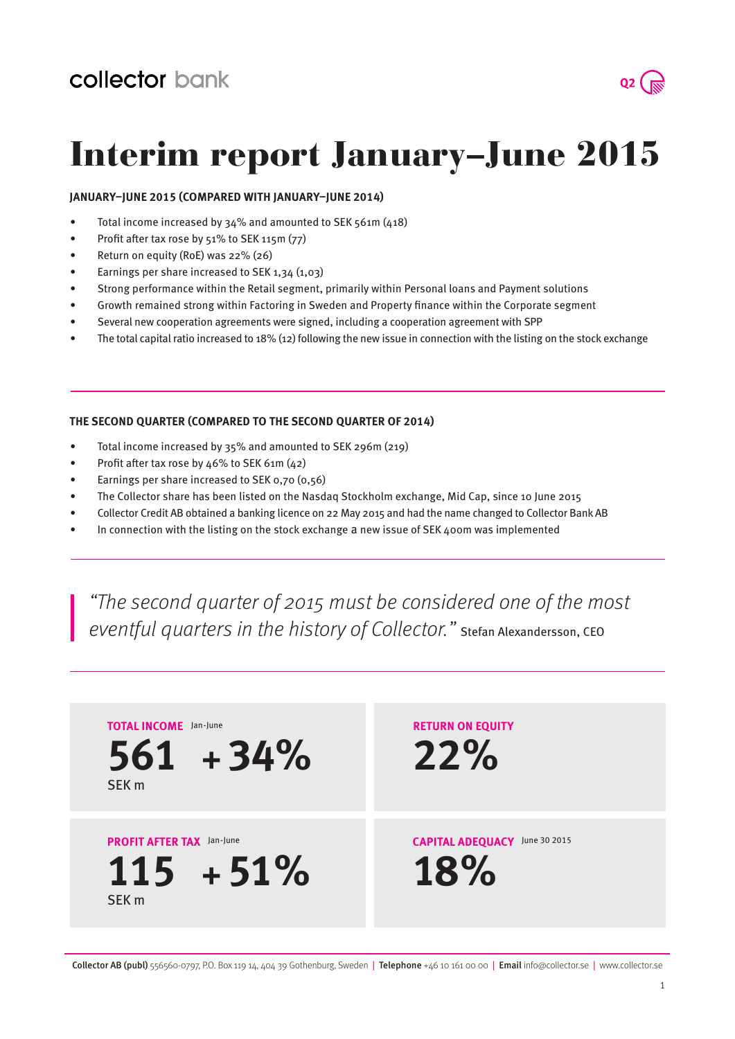collector bank

# Interim report January–June 2015

### JANUARY–JUNE 2015 (COMPARED WITH JANUARY–JUNE 2014)

- Total income increased by 34% and amounted to SEK 561m (418)
- Profit after tax rose by 51% to SEK 115m (77)
- Return on equity (RoE) was 22% (26)
- Earnings per share increased to SEK 1,34 (1,03)
- Strong performance within the Retail segment, primarily within Personal loans and Payment solutions
- Growth remained strong within Factoring in Sweden and Property finance within the Corporate segment
- Several new cooperation agreements were signed, including a cooperation agreement with SPP
- The total capital ratio increased to 18% (12) following the new issue in connection with the listing on the stock exchange

### THE SECOND QUARTER (COMPARED TO THE SECOND QUARTER OF 2014)

- Total income increased by 35% and amounted to SEK 296m (219)
- Profit after tax rose by 46% to SEK 61m (42)
- Earnings per share increased to SEK 0,70 (0,56)
- The Collector share has been listed on the Nasdaq Stockholm exchange, Mid Cap, since 10 June 2015
- Collector Credit AB obtained a banking licence on 22 May 2015 and had the name changed to Collector Bank AB
- In connection with the listing on the stock exchange a new issue of SEK 400m was implemented

> *"The second quarter of 2015 must be considered one of the most eventful quarters in the history of Collector."* Stefan Alexandersson, CEO

**TOTAL INCOME** Jan-June
**561** SEK m **+34%**

**RETURN ON EQUITY**
**22%**

**PROFIT AFTER TAX** Jan-June
**115** SEK m **+51%**

**CAPITAL ADEQUACY** June 30 2015
**18%**

**Collector AB (publ)** 556560-0797, P.O. Box 119 14, 404 39 Gothenburg, Sweden | **Telephone** +46 10 161 00 00 | **Email** info@collector.se | www.collector.se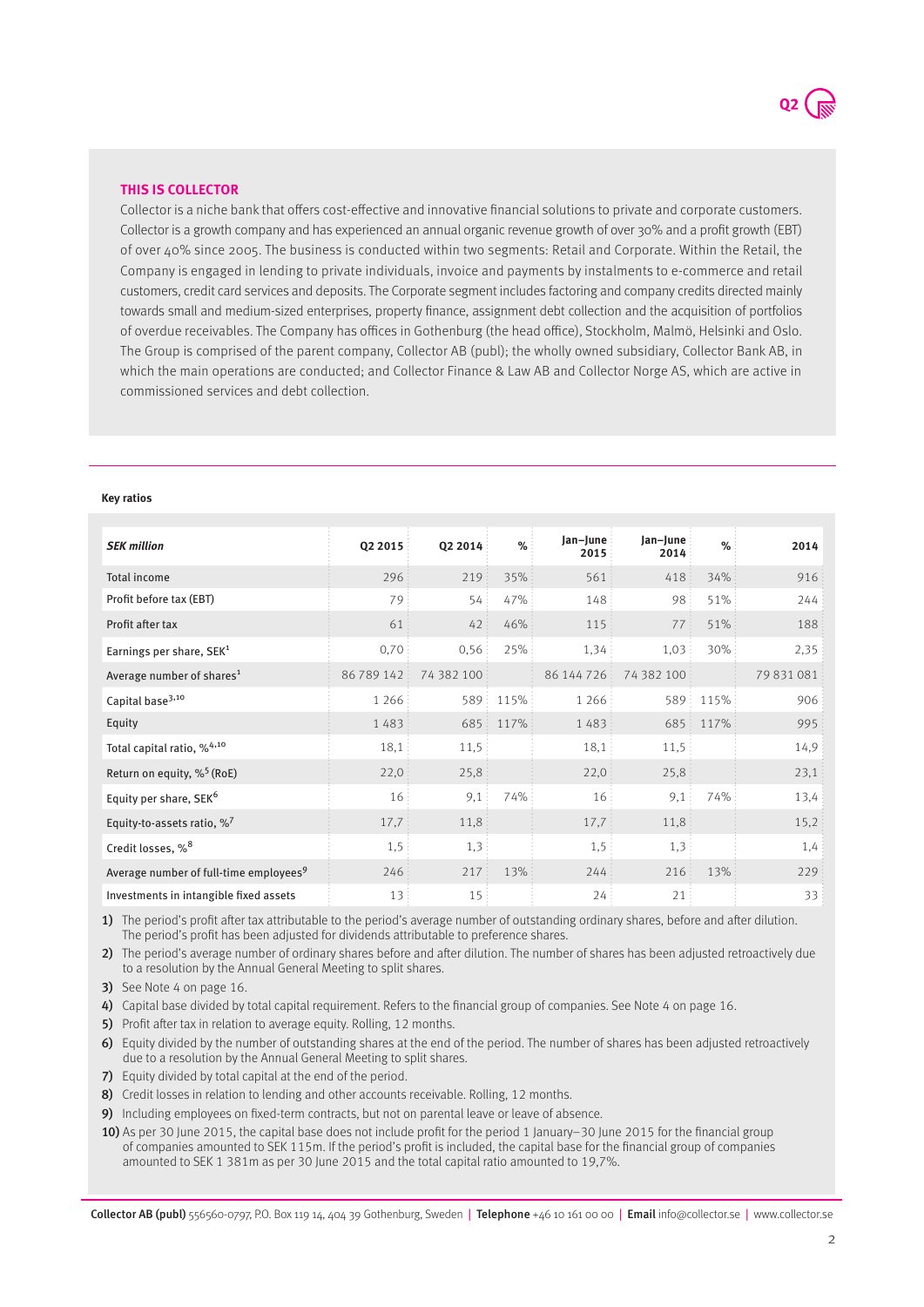## THIS IS COLLECTOR

Collector is a niche bank that offers cost-effective and innovative financial solutions to private and corporate customers. Collector is a growth company and has experienced an annual organic revenue growth of over 30% and a profit growth (EBT) of over 40% since 2005. The business is conducted within two segments: Retail and Corporate. Within the Retail, the Company is engaged in lending to private individuals, invoice and payments by instalments to e-commerce and retail customers, credit card services and deposits. The Corporate segment includes factoring and company credits directed mainly towards small and medium-sized enterprises, property finance, assignment debt collection and the acquisition of portfolios of overdue receivables. The Company has offices in Gothenburg (the head office), Stockholm, Malmö, Helsinki and Oslo. The Group is comprised of the parent company, Collector AB (publ); the wholly owned subsidiary, Collector Bank AB, in which the main operations are conducted; and Collector Finance & Law AB and Collector Norge AS, which are active in commissioned services and debt collection.

**Key ratios**

| *SEK million* | Q2 2015 | Q2 2014 | % | Jan–June 2015 | Jan–June 2014 | % | 2014 |
|---|---|---|---|---|---|---|---|
| Total income | 296 | 219 | 35% | 561 | 418 | 34% | 916 |
| Profit before tax (EBT) | 79 | 54 | 47% | 148 | 98 | 51% | 244 |
| Profit after tax | 61 | 42 | 46% | 115 | 77 | 51% | 188 |
| Earnings per share, SEK[1] | 0,70 | 0,56 | 25% | 1,34 | 1,03 | 30% | 2,35 |
| Average number of shares[1] | 86 789 142 | 74 382 100 | | 86 144 726 | 74 382 100 | | 79 831 081 |
| Capital base[3,10] | 1 266 | 589 | 115% | 1 266 | 589 | 115% | 906 |
| Equity | 1 483 | 685 | 117% | 1 483 | 685 | 117% | 995 |
| Total capital ratio, %[4,10] | 18,1 | 11,5 | | 18,1 | 11,5 | | 14,9 |
| Return on equity, %[5] (RoE) | 22,0 | 25,8 | | 22,0 | 25,8 | | 23,1 |
| Equity per share, SEK[6] | 16 | 9,1 | 74% | 16 | 9,1 | 74% | 13,4 |
| Equity-to-assets ratio, %[7] | 17,7 | 11,8 | | 17,7 | 11,8 | | 15,2 |
| Credit losses, %[8] | 1,5 | 1,3 | | 1,5 | 1,3 | | 1,4 |
| Average number of full-time employees[9] | 246 | 217 | 13% | 244 | 216 | 13% | 229 |
| Investments in intangible fixed assets | 13 | 15 | | 24 | 21 | | 33 |

1) The period's profit after tax attributable to the period's average number of outstanding ordinary shares, before and after dilution. The period's profit has been adjusted for dividends attributable to preference shares.

2) The period's average number of ordinary shares before and after dilution. The number of shares has been adjusted retroactively due to a resolution by the Annual General Meeting to split shares.

3) See Note 4 on page 16.

4) Capital base divided by total capital requirement. Refers to the financial group of companies. See Note 4 on page 16.

5) Profit after tax in relation to average equity. Rolling, 12 months.

6) Equity divided by the number of outstanding shares at the end of the period. The number of shares has been adjusted retroactively due to a resolution by the Annual General Meeting to split shares.

7) Equity divided by total capital at the end of the period.

8) Credit losses in relation to lending and other accounts receivable. Rolling, 12 months.

9) Including employees on fixed-term contracts, but not on parental leave or leave of absence.

10) As per 30 June 2015, the capital base does not include profit for the period 1 January–30 June 2015 for the financial group of companies amounted to SEK 115m. If the period's profit is included, the capital base for the financial group of companies amounted to SEK 1 381m as per 30 June 2015 and the total capital ratio amounted to 19,7%.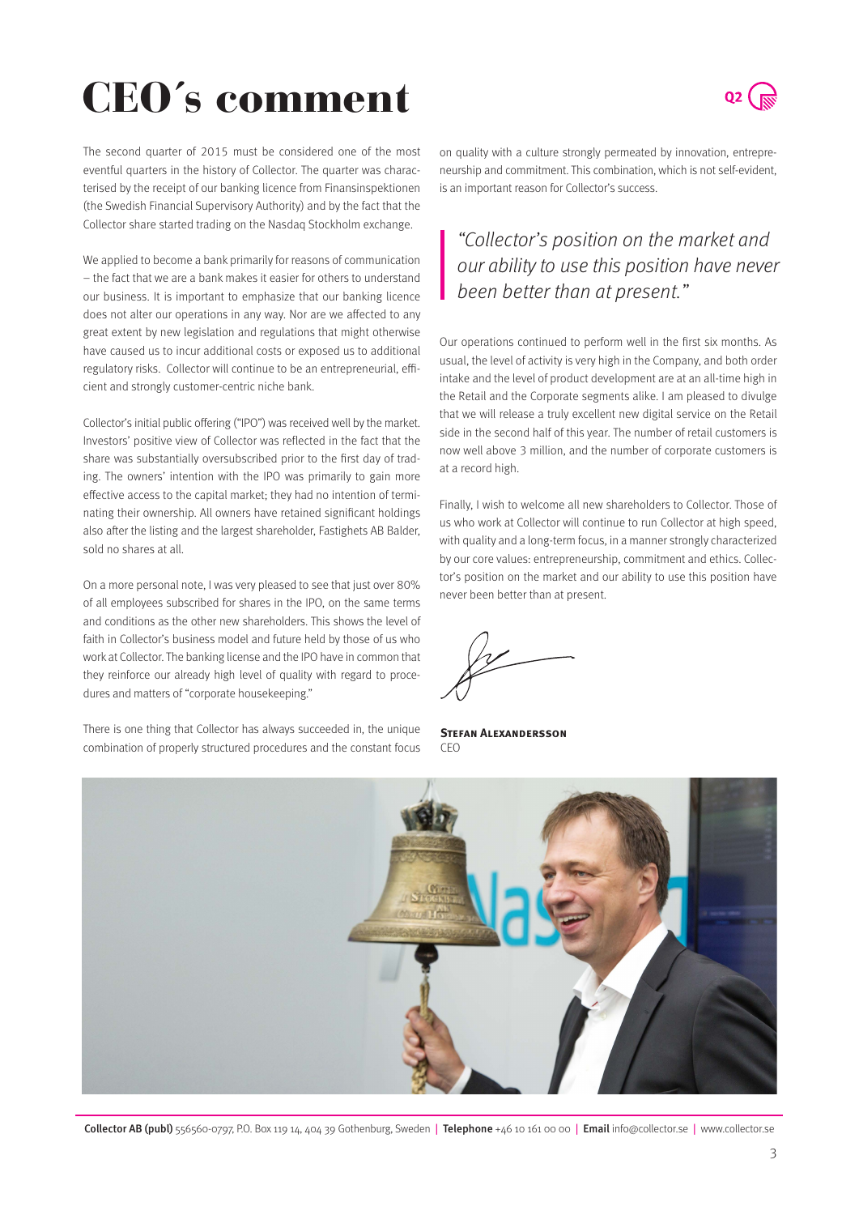# CEO´s comment

The second quarter of 2015 must be considered one of the most eventful quarters in the history of Collector. The quarter was characterised by the receipt of our banking licence from Finansinspektionen (the Swedish Financial Supervisory Authority) and by the fact that the Collector share started trading on the Nasdaq Stockholm exchange.

We applied to become a bank primarily for reasons of communication – the fact that we are a bank makes it easier for others to understand our business. It is important to emphasize that our banking licence does not alter our operations in any way. Nor are we affected to any great extent by new legislation and regulations that might otherwise have caused us to incur additional costs or exposed us to additional regulatory risks. Collector will continue to be an entrepreneurial, efficient and strongly customer-centric niche bank.

Collector's initial public offering ("IPO") was received well by the market. Investors' positive view of Collector was reflected in the fact that the share was substantially oversubscribed prior to the first day of trading. The owners' intention with the IPO was primarily to gain more effective access to the capital market; they had no intention of terminating their ownership. All owners have retained significant holdings also after the listing and the largest shareholder, Fastighets AB Balder, sold no shares at all.

On a more personal note, I was very pleased to see that just over 80% of all employees subscribed for shares in the IPO, on the same terms and conditions as the other new shareholders. This shows the level of faith in Collector's business model and future held by those of us who work at Collector. The banking license and the IPO have in common that they reinforce our already high level of quality with regard to procedures and matters of "corporate housekeeping."

There is one thing that Collector has always succeeded in, the unique combination of properly structured procedures and the constant focus on quality with a culture strongly permeated by innovation, entrepreneurship and commitment. This combination, which is not self-evident, is an important reason for Collector's success.

> *"Collector's position on the market and our ability to use this position have never been better than at present."*

Our operations continued to perform well in the first six months. As usual, the level of activity is very high in the Company, and both order intake and the level of product development are at an all-time high in the Retail and the Corporate segments alike. I am pleased to divulge that we will release a truly excellent new digital service on the Retail side in the second half of this year. The number of retail customers is now well above 3 million, and the number of corporate customers is at a record high.

Finally, I wish to welcome all new shareholders to Collector. Those of us who work at Collector will continue to run Collector at high speed, with quality and a long-term focus, in a manner strongly characterized by our core values: entrepreneurship, commitment and ethics. Collector's position on the market and our ability to use this position have never been better than at present.

**Stefan Alexandersson**
CEO

**Collector AB (publ)** 556560-0797, P.O. Box 119 14, 404 39 Gothenburg, Sweden | **Telephone** +46 10 161 00 00 | **Email** info@collector.se | www.collector.se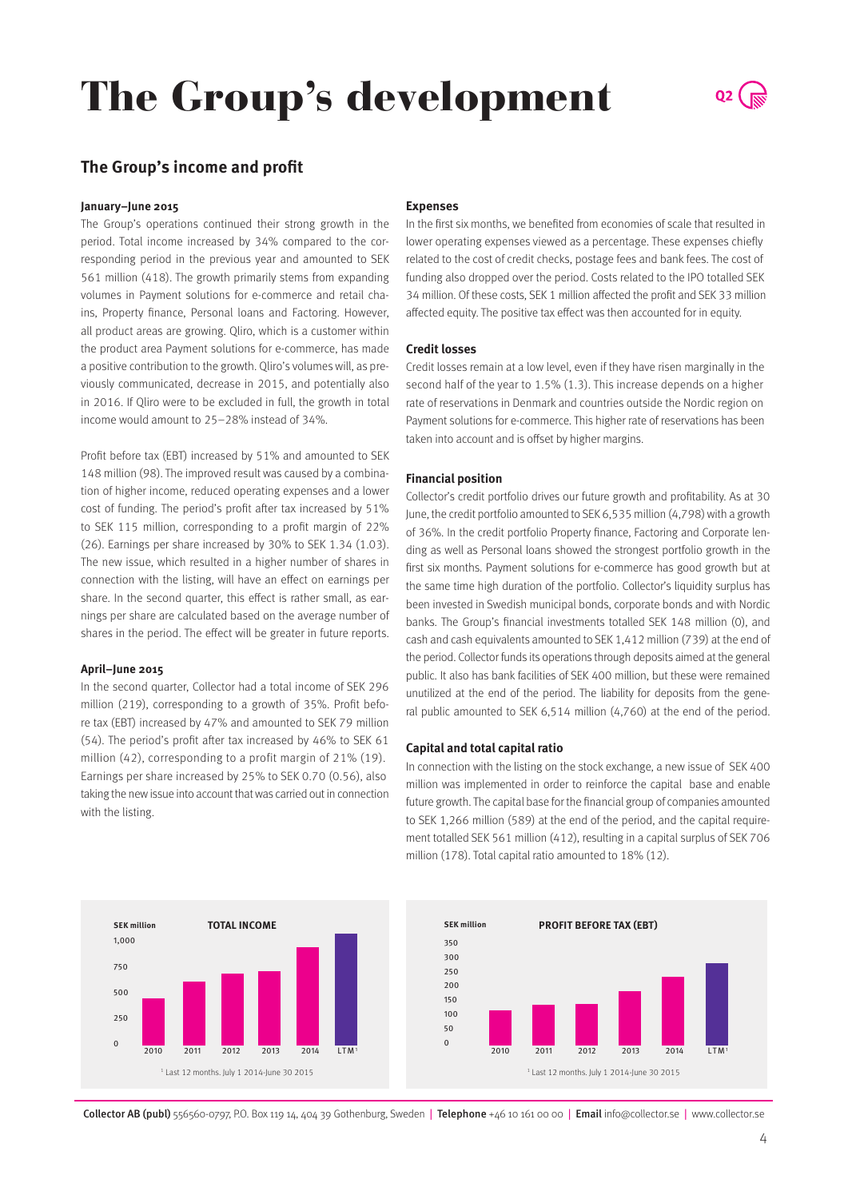# The Group's development

## The Group's income and profit

### January–June 2015

The Group's operations continued their strong growth in the period. Total income increased by 34% compared to the corresponding period in the previous year and amounted to SEK 561 million (418). The growth primarily stems from expanding volumes in Payment solutions for e-commerce and retail chains, Property finance, Personal loans and Factoring. However, all product areas are growing. Qliro, which is a customer within the product area Payment solutions for e-commerce, has made a positive contribution to the growth. Qliro's volumes will, as previously communicated, decrease in 2015, and potentially also in 2016. If Qliro were to be excluded in full, the growth in total income would amount to 25–28% instead of 34%.

Profit before tax (EBT) increased by 51% and amounted to SEK 148 million (98). The improved result was caused by a combination of higher income, reduced operating expenses and a lower cost of funding. The period's profit after tax increased by 51% to SEK 115 million, corresponding to a profit margin of 22% (26). Earnings per share increased by 30% to SEK 1.34 (1.03). The new issue, which resulted in a higher number of shares in connection with the listing, will have an effect on earnings per share. In the second quarter, this effect is rather small, as earnings per share are calculated based on the average number of shares in the period. The effect will be greater in future reports.

### April–June 2015

In the second quarter, Collector had a total income of SEK 296 million (219), corresponding to a growth of 35%. Profit before tax (EBT) increased by 47% and amounted to SEK 79 million (54). The period's profit after tax increased by 46% to SEK 61 million (42), corresponding to a profit margin of 21% (19). Earnings per share increased by 25% to SEK 0.70 (0.56), also taking the new issue into account that was carried out in connection with the listing.

### Expenses

In the first six months, we benefited from economies of scale that resulted in lower operating expenses viewed as a percentage. These expenses chiefly related to the cost of credit checks, postage fees and bank fees. The cost of funding also dropped over the period. Costs related to the IPO totalled SEK 34 million. Of these costs, SEK 1 million affected the profit and SEK 33 million affected equity. The positive tax effect was then accounted for in equity.

### Credit losses

Credit losses remain at a low level, even if they have risen marginally in the second half of the year to 1.5% (1.3). This increase depends on a higher rate of reservations in Denmark and countries outside the Nordic region on Payment solutions for e-commerce. This higher rate of reservations has been taken into account and is offset by higher margins.

### Financial position

Collector's credit portfolio drives our future growth and profitability. As at 30 June, the credit portfolio amounted to SEK 6,535 million (4,798) with a growth of 36%. In the credit portfolio Property finance, Factoring and Corporate lending as well as Personal loans showed the strongest portfolio growth in the first six months. Payment solutions for e-commerce has good growth but at the same time high duration of the portfolio. Collector's liquidity surplus has been invested in Swedish municipal bonds, corporate bonds and with Nordic banks. The Group's financial investments totalled SEK 148 million (0), and cash and cash equivalents amounted to SEK 1,412 million (739) at the end of the period. Collector funds its operations through deposits aimed at the general public. It also has bank facilities of SEK 400 million, but these were remained unutilized at the end of the period. The liability for deposits from the general public amounted to SEK 6,514 million (4,760) at the end of the period.

### Capital and total capital ratio

In connection with the listing on the stock exchange, a new issue of SEK 400 million was implemented in order to reinforce the capital base and enable future growth. The capital base for the financial group of companies amounted to SEK 1,266 million (589) at the end of the period, and the capital requirement totalled SEK 561 million (412), resulting in a capital surplus of SEK 706 million (178). Total capital ratio amounted to 18% (12).

**TOTAL INCOME** (SEK million)

Bars: 2010, 2011, 2012, 2013, 2014, LTM[1]

[1] Last 12 months. July 1 2014-June 30 2015

**PROFIT BEFORE TAX (EBT)** (SEK million)

Bars: 2010, 2011, 2012, 2013, 2014, LTM[1]

[1] Last 12 months. July 1 2014-June 30 2015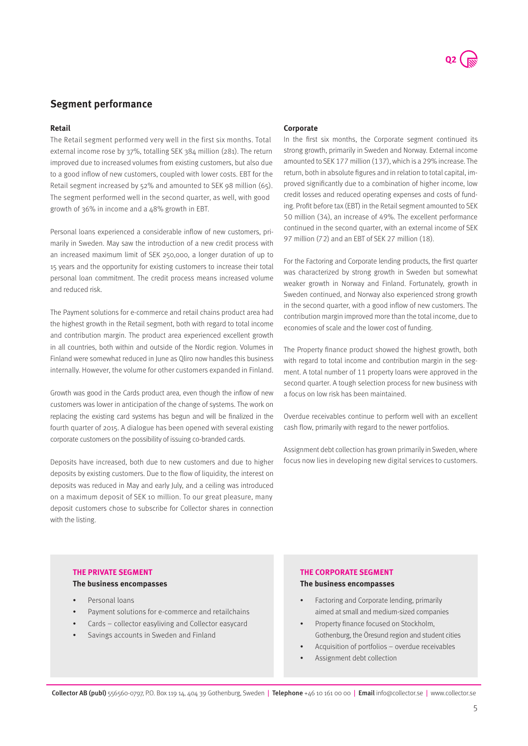## Segment performance

### Retail

The Retail segment performed very well in the first six months. Total external income rose by 37%, totalling SEK 384 million (281). The return improved due to increased volumes from existing customers, but also due to a good inflow of new customers, coupled with lower costs. EBT for the Retail segment increased by 52% and amounted to SEK 98 million (65). The segment performed well in the second quarter, as well, with good growth of 36% in income and a 48% growth in EBT.

Personal loans experienced a considerable inflow of new customers, primarily in Sweden. May saw the introduction of a new credit process with an increased maximum limit of SEK 250,000, a longer duration of up to 15 years and the opportunity for existing customers to increase their total personal loan commitment. The credit process means increased volume and reduced risk.

The Payment solutions for e-commerce and retail chains product area had the highest growth in the Retail segment, both with regard to total income and contribution margin. The product area experienced excellent growth in all countries, both within and outside of the Nordic region. Volumes in Finland were somewhat reduced in June as Qliro now handles this business internally. However, the volume for other customers expanded in Finland.

Growth was good in the Cards product area, even though the inflow of new customers was lower in anticipation of the change of systems. The work on replacing the existing card systems has begun and will be finalized in the fourth quarter of 2015. A dialogue has been opened with several existing corporate customers on the possibility of issuing co-branded cards.

Deposits have increased, both due to new customers and due to higher deposits by existing customers. Due to the flow of liquidity, the interest on deposits was reduced in May and early July, and a ceiling was introduced on a maximum deposit of SEK 10 million. To our great pleasure, many deposit customers chose to subscribe for Collector shares in connection with the listing.

### Corporate

In the first six months, the Corporate segment continued its strong growth, primarily in Sweden and Norway. External income amounted to SEK 177 million (137), which is a 29% increase. The return, both in absolute figures and in relation to total capital, improved significantly due to a combination of higher income, low credit losses and reduced operating expenses and costs of funding. Profit before tax (EBT) in the Retail segment amounted to SEK 50 million (34), an increase of 49%. The excellent performance continued in the second quarter, with an external income of SEK 97 million (72) and an EBT of SEK 27 million (18).

For the Factoring and Corporate lending products, the first quarter was characterized by strong growth in Sweden but somewhat weaker growth in Norway and Finland. Fortunately, growth in Sweden continued, and Norway also experienced strong growth in the second quarter, with a good inflow of new customers. The contribution margin improved more than the total income, due to economies of scale and the lower cost of funding.

The Property finance product showed the highest growth, both with regard to total income and contribution margin in the segment. A total number of 11 property loans were approved in the second quarter. A tough selection process for new business with a focus on low risk has been maintained.

Overdue receivables continue to perform well with an excellent cash flow, primarily with regard to the newer portfolios.

Assignment debt collection has grown primarily in Sweden, where focus now lies in developing new digital services to customers.

**THE PRIVATE SEGMENT**

**The business encompasses**

- Personal loans
- Payment solutions for e-commerce and retailchains
- Cards – collector easyliving and Collector easycard
- Savings accounts in Sweden and Finland

**THE CORPORATE SEGMENT**

**The business encompasses**

- Factoring and Corporate lending, primarily aimed at small and medium-sized companies
- Property finance focused on Stockholm, Gothenburg, the Öresund region and student cities
- Acquisition of portfolios – overdue receivables
- Assignment debt collection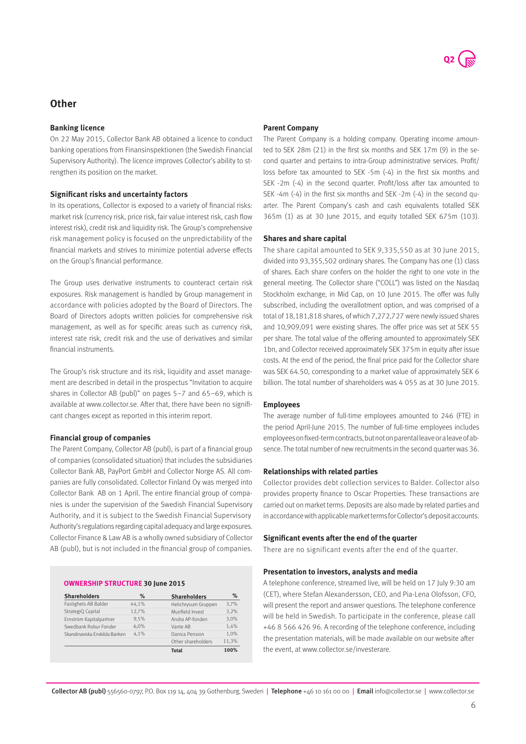## Other

### Banking licence

On 22 May 2015, Collector Bank AB obtained a licence to conduct banking operations from Finansinspektionen (the Swedish Financial Supervisory Authority). The licence improves Collector's ability to strengthen its position on the market.

### Significant risks and uncertainty factors

In its operations, Collector is exposed to a variety of financial risks: market risk (currency risk, price risk, fair value interest risk, cash flow interest risk), credit risk and liquidity risk. The Group's comprehensive risk management policy is focused on the unpredictability of the financial markets and strives to minimize potential adverse effects on the Group's financial performance.

The Group uses derivative instruments to counteract certain risk exposures. Risk management is handled by Group management in accordance with policies adopted by the Board of Directors. The Board of Directors adopts written policies for comprehensive risk management, as well as for specific areas such as currency risk, interest rate risk, credit risk and the use of derivatives and similar financial instruments.

The Group's risk structure and its risk, liquidity and asset management are described in detail in the prospectus "Invitation to acquire shares in Collector AB (publ)" on pages 5–7 and 65–69, which is available at www.collector.se. After that, there have been no significant changes except as reported in this interim report.

### Financial group of companies

The Parent Company, Collector AB (publ), is part of a financial group of companies (consolidated situation) that includes the subsidiaries Collector Bank AB, PayPort GmbH and Collector Norge AS. All companies are fully consolidated. Collector Finland Oy was merged into Collector Bank AB on 1 April. The entire financial group of companies is under the supervision of the Swedish Financial Supervisory Authority, and it is subject to the Swedish Financial Supervisory Authority's regulations regarding capital adequacy and large exposures. Collector Finance & Law AB is a wholly owned subsidiary of Collector AB (publ), but is not included in the financial group of companies.

**OWNERSHIP STRUCTURE 30 June 2015**

| Shareholders | % | Shareholders | % |
|---|---|---|---|
| Fastighets AB Balder | 44,1% | Helichrysum Gruppen | 3,7% |
| StrategiQ Capital | 12,7% | Muirfield Invest | 3,2% |
| Ernström Kapitalpartner | 9,5% | Andra AP-fonden | 3,0% |
| Swedbank Robur Fonder | 6,0% | Vante AB | 1,4% |
| Skandinaviska Enskilda Banken | 4,1% | Danica Pension | 1,0% |
| | | Other shareholders | 11,3% |
| | | **Total** | **100%** |

### Parent Company

The Parent Company is a holding company. Operating income amounted to SEK 28m (21) in the first six months and SEK 17m (9) in the second quarter and pertains to intra-Group administrative services. Profit/loss before tax amounted to SEK -5m (-4) in the first six months and SEK -2m (-4) in the second quarter. Profit/loss after tax amounted to SEK -4m (-4) in the first six months and SEK -2m (-4) in the second quarter. The Parent Company's cash and cash equivalents totalled SEK 365m (1) as at 30 June 2015, and equity totalled SEK 675m (103).

### Shares and share capital

The share capital amounted to SEK 9,335,550 as at 30 June 2015, divided into 93,355,502 ordinary shares. The Company has one (1) class of shares. Each share confers on the holder the right to one vote in the general meeting. The Collector share ("COLL") was listed on the Nasdaq Stockholm exchange, in Mid Cap, on 10 June 2015. The offer was fully subscribed, including the overallotment option, and was comprised of a total of 18,181,818 shares, of which 7,272,727 were newly issued shares and 10,909,091 were existing shares. The offer price was set at SEK 55 per share. The total value of the offering amounted to approximately SEK 1bn, and Collector received approximately SEK 375m in equity after issue costs. At the end of the period, the final price paid for the Collector share was SEK 64.50, corresponding to a market value of approximately SEK 6 billion. The total number of shareholders was 4 055 as at 30 June 2015.

### Employees

The average number of full-time employees amounted to 246 (FTE) in the period April-June 2015. The number of full-time employees includes employees on fixed-term contracts, but not on parental leave or a leave of absence. The total number of new recruitments in the second quarter was 36.

### Relationships with related parties

Collector provides debt collection services to Balder. Collector also provides property finance to Oscar Properties. These transactions are carried out on market terms. Deposits are also made by related parties and in accordance with applicable market terms for Collector's deposit accounts.

### Significant events after the end of the quarter

There are no significant events after the end of the quarter.

### Presentation to investors, analysts and media

A telephone conference, streamed live, will be held on 17 July 9:30 am (CET), where Stefan Alexandersson, CEO, and Pia-Lena Olofsson, CFO, will present the report and answer questions. The telephone conference will be held in Swedish. To participate in the conference, please call +46 8 566 426 96. A recording of the telephone conference, including the presentation materials, will be made available on our website after the event, at www.collector.se/investerare.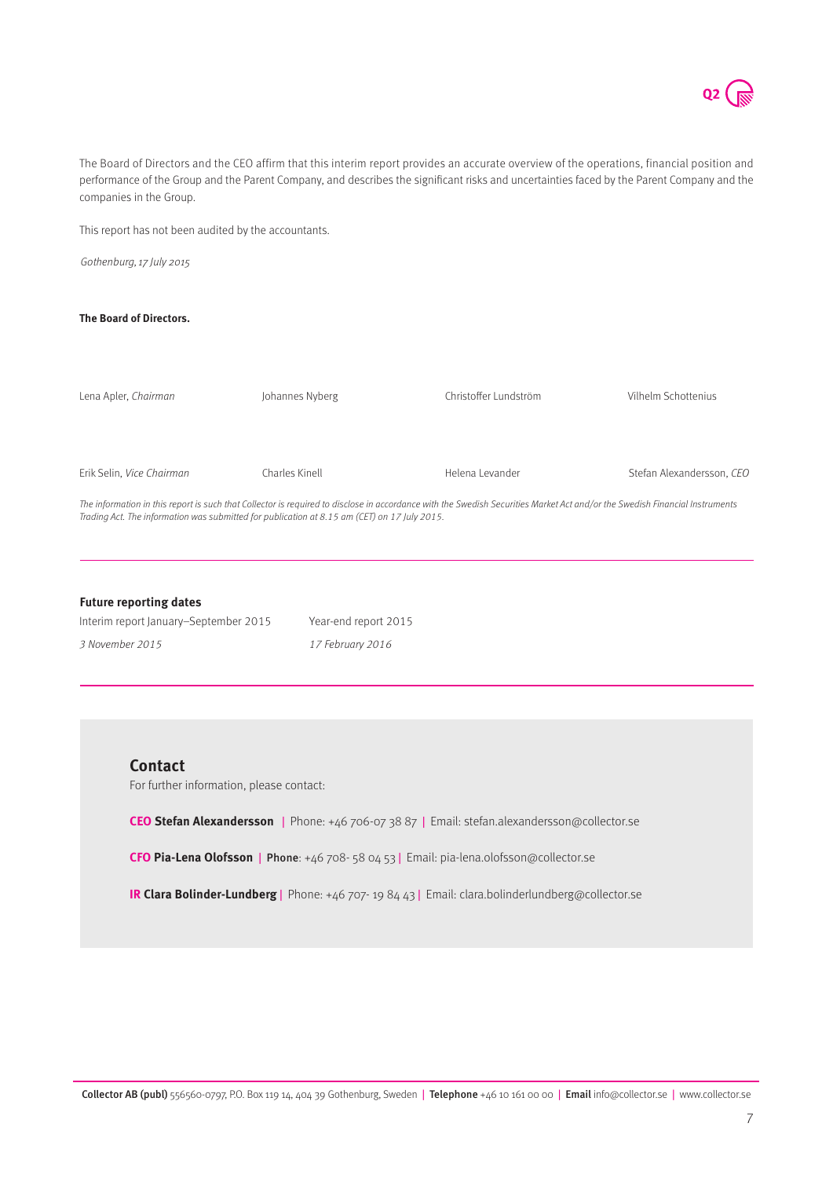The Board of Directors and the CEO affirm that this interim report provides an accurate overview of the operations, financial position and performance of the Group and the Parent Company, and describes the significant risks and uncertainties faced by the Parent Company and the companies in the Group.

This report has not been audited by the accountants.

*Gothenburg, 17 July 2015*

**The Board of Directors.**

| | | | |
|---|---|---|---|
| Lena Apler, *Chairman* | Johannes Nyberg | Christoffer Lundström | Vilhelm Schottenius |
| Erik Selin, *Vice Chairman* | Charles Kinell | Helena Levander | Stefan Alexandersson, *CEO* |

*The information in this report is such that Collector is required to disclose in accordance with the Swedish Securities Market Act and/or the Swedish Financial Instruments Trading Act. The information was submitted for publication at 8.15 am (CET) on 17 July 2015.*

---

**Future reporting dates**

| Interim report January–September 2015 | Year-end report 2015 |
|---|---|
| *3 November 2015* | *17 February 2016* |

---

## Contact

For further information, please contact:

**CEO Stefan Alexandersson** | Phone: +46 706-07 38 87 | Email: stefan.alexandersson@collector.se

**CFO Pia-Lena Olofsson** | **Phone**: +46 708- 58 04 53 | Email: pia-lena.olofsson@collector.se

**IR Clara Bolinder-Lundberg** | Phone: +46 707- 19 84 43 | Email: clara.bolinderlundberg@collector.se

**Collector AB (publ)** 556560-0797, P.O. Box 119 14, 404 39 Gothenburg, Sweden | **Telephone** +46 10 161 00 00 | **Email** info@collector.se | www.collector.se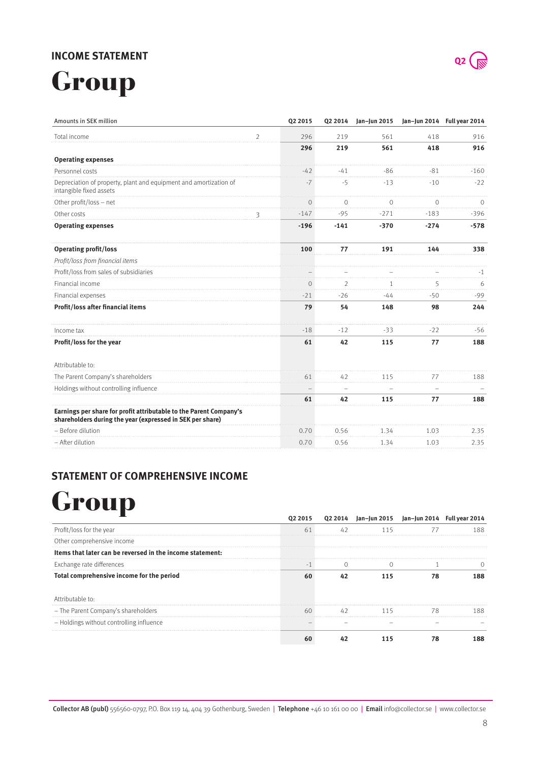## INCOME STATEMENT

# Group

| Amounts in SEK million | | Q2 2015 | Q2 2014 | Jan–Jun 2015 | Jan–Jun 2014 | Full year 2014 |
|---|---|---|---|---|---|---|
| Total income | 2 | 296 | 219 | 561 | 418 | 916 |
| | | **296** | **219** | **561** | **418** | **916** |
| **Operating expenses** | | | | | | |
| Personnel costs | | -42 | -41 | -86 | -81 | -160 |
| Depreciation of property, plant and equipment and amortization of intangible fixed assets | | -7 | -5 | -13 | -10 | -22 |
| Other profit/loss – net | | 0 | 0 | 0 | 0 | 0 |
| Other costs | 3 | -147 | -95 | -271 | -183 | -396 |
| **Operating expenses** | | **-196** | **-141** | **-370** | **-274** | **-578** |
| **Operating profit/loss** | | **100** | **77** | **191** | **144** | **338** |
| *Profit/loss from financial items* | | | | | | |
| Profit/loss from sales of subsidiaries | | – | – | – | – | -1 |
| Financial income | | 0 | 2 | 1 | 5 | 6 |
| Financial expenses | | -21 | -26 | -44 | -50 | -99 |
| **Profit/loss after financial items** | | **79** | **54** | **148** | **98** | **244** |
| Income tax | | -18 | -12 | -33 | -22 | -56 |
| **Profit/loss for the year** | | **61** | **42** | **115** | **77** | **188** |
| Attributable to: | | | | | | |
| The Parent Company's shareholders | | 61 | 42 | 115 | 77 | 188 |
| Holdings without controlling influence | | – | – | – | – | – |
| | | **61** | **42** | **115** | **77** | **188** |
| **Earnings per share for profit attributable to the Parent Company's shareholders during the year (expressed in SEK per share)** | | | | | | |
| – Before dilution | | 0.70 | 0.56 | 1.34 | 1.03 | 2.35 |
| – After dilution | | 0.70 | 0.56 | 1.34 | 1.03 | 2.35 |

## STATEMENT OF COMPREHENSIVE INCOME

# Group

| | Q2 2015 | Q2 2014 | Jan–Jun 2015 | Jan–Jun 2014 | Full year 2014 |
|---|---|---|---|---|---|
| Profit/loss for the year | 61 | 42 | 115 | 77 | 188 |
| Other comprehensive income | | | | | |
| **Items that later can be reversed in the income statement:** | | | | | |
| Exchange rate differences | -1 | 0 | 0 | 1 | 0 |
| **Total comprehensive income for the period** | **60** | **42** | **115** | **78** | **188** |
| Attributable to: | | | | | |
| – The Parent Company's shareholders | 60 | 42 | 115 | 78 | 188 |
| – Holdings without controlling influence | – | – | – | – | – |
| | **60** | **42** | **115** | **78** | **188** |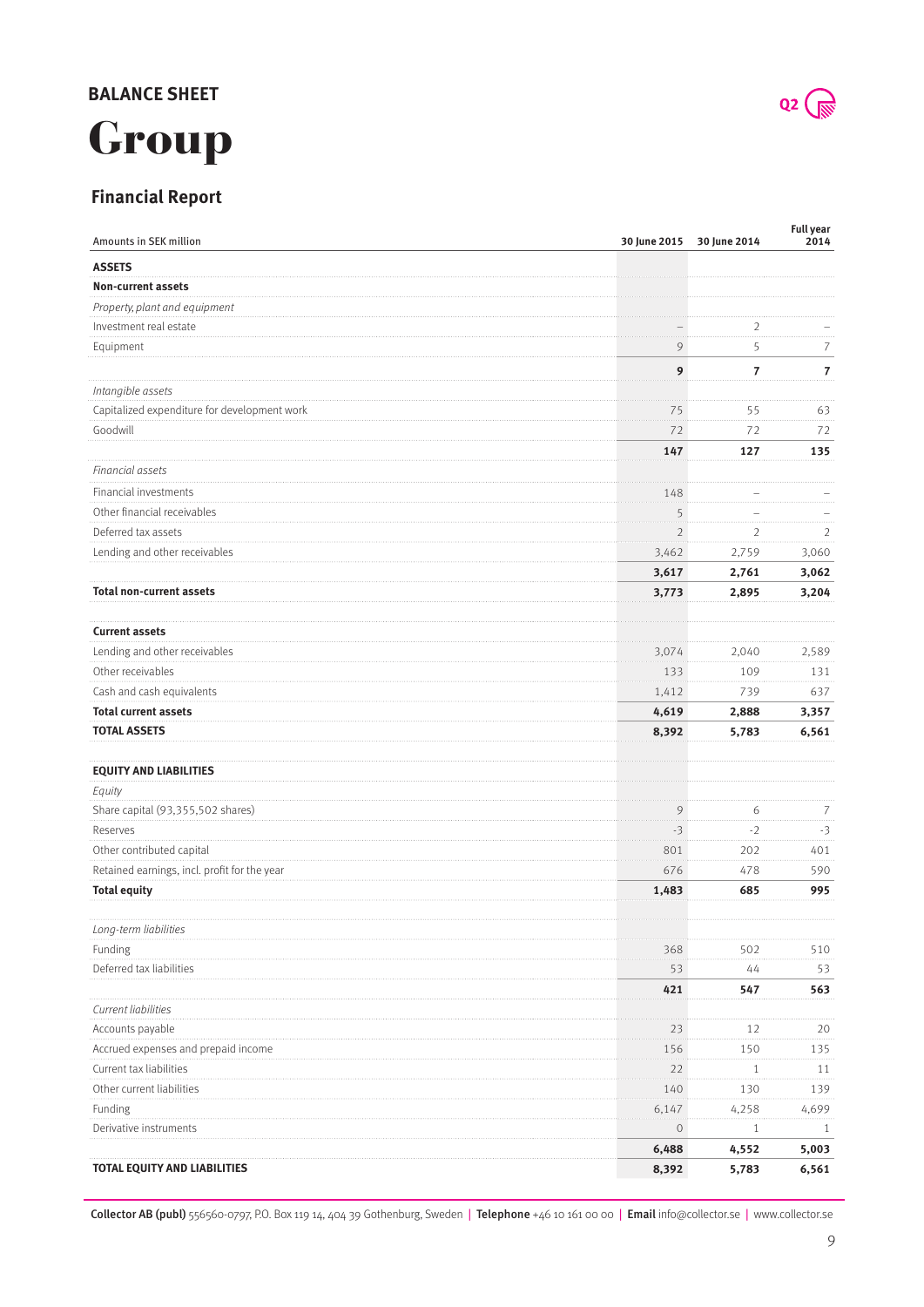# BALANCE SHEET

# Group

## Financial Report

| Amounts in SEK million | 30 June 2015 | 30 June 2014 | Full year 2014 |
|---|---|---|---|
| **ASSETS** | | | |
| **Non-current assets** | | | |
| *Property, plant and equipment* | | | |
| Investment real estate | – | 2 | – |
| Equipment | 9 | 5 | 7 |
| | **9** | **7** | **7** |
| *Intangible assets* | | | |
| Capitalized expenditure for development work | 75 | 55 | 63 |
| Goodwill | 72 | 72 | 72 |
| | **147** | **127** | **135** |
| *Financial assets* | | | |
| Financial investments | 148 | – | – |
| Other financial receivables | 5 | – | – |
| Deferred tax assets | 2 | 2 | 2 |
| Lending and other receivables | 3,462 | 2,759 | 3,060 |
| | **3,617** | **2,761** | **3,062** |
| **Total non-current assets** | **3,773** | **2,895** | **3,204** |
| | | | |
| **Current assets** | | | |
| Lending and other receivables | 3,074 | 2,040 | 2,589 |
| Other receivables | 133 | 109 | 131 |
| Cash and cash equivalents | 1,412 | 739 | 637 |
| **Total current assets** | **4,619** | **2,888** | **3,357** |
| **TOTAL ASSETS** | **8,392** | **5,783** | **6,561** |
| | | | |
| **EQUITY AND LIABILITIES** | | | |
| *Equity* | | | |
| Share capital (93,355,502 shares) | 9 | 6 | 7 |
| Reserves | -3 | -2 | -3 |
| Other contributed capital | 801 | 202 | 401 |
| Retained earnings, incl. profit for the year | 676 | 478 | 590 |
| **Total equity** | **1,483** | **685** | **995** |
| | | | |
| *Long-term liabilities* | | | |
| Funding | 368 | 502 | 510 |
| Deferred tax liabilities | 53 | 44 | 53 |
| | **421** | **547** | **563** |
| *Current liabilities* | | | |
| Accounts payable | 23 | 12 | 20 |
| Accrued expenses and prepaid income | 156 | 150 | 135 |
| Current tax liabilities | 22 | 1 | 11 |
| Other current liabilities | 140 | 130 | 139 |
| Funding | 6,147 | 4,258 | 4,699 |
| Derivative instruments | 0 | 1 | 1 |
| | **6,488** | **4,552** | **5,003** |
| **TOTAL EQUITY AND LIABILITIES** | **8,392** | **5,783** | **6,561** |

**Collector AB (publ)** 556560-0797, P.O. Box 119 14, 404 39 Gothenburg, Sweden | **Telephone** +46 10 161 00 00 | **Email** info@collector.se | www.collector.se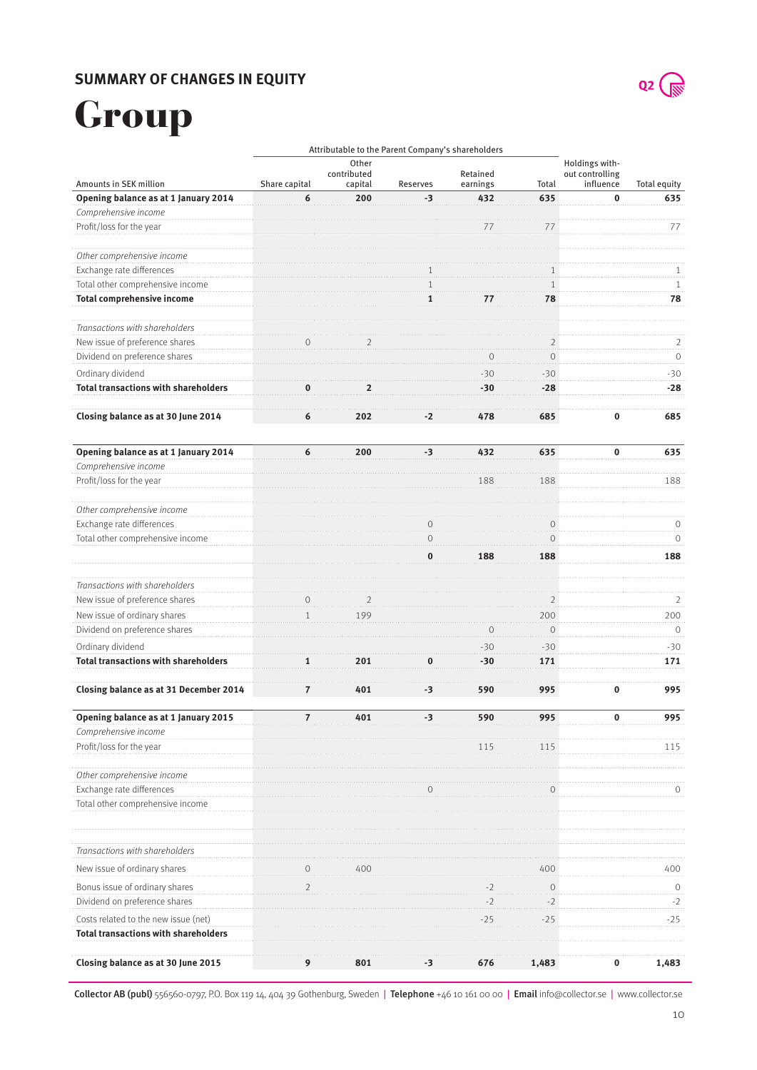## SUMMARY OF CHANGES IN EQUITY

# Group

| | Attributable to the Parent Company's shareholders | | | | | | |
|---|---|---|---|---|---|---|---|
| Amounts in SEK million | Share capital | Other contributed capital | Reserves | Retained earnings | Total | Holdings without controlling influence | Total equity |
| **Opening balance as at 1 January 2014** | **6** | **200** | **-3** | **432** | **635** | **0** | **635** |
| *Comprehensive income* | | | | | | | |
| Profit/loss for the year | | | | 77 | 77 | | 77 |
| | | | | | | | |
| *Other comprehensive income* | | | | | | | |
| Exchange rate differences | | | 1 | | 1 | | 1 |
| Total other comprehensive income | | | 1 | | 1 | | 1 |
| **Total comprehensive income** | | | **1** | **77** | **78** | | **78** |
| | | | | | | | |
| *Transactions with shareholders* | | | | | | | |
| New issue of preference shares | 0 | 2 | | | 2 | | 2 |
| Dividend on preference shares | | | | 0 | 0 | | 0 |
| Ordinary dividend | | | | -30 | -30 | | -30 |
| **Total transactions with shareholders** | **0** | **2** | | **-30** | **-28** | | **-28** |
| | | | | | | | |
| **Closing balance as at 30 June 2014** | **6** | **202** | **-2** | **478** | **685** | **0** | **685** |
| | | | | | | | |
| **Opening balance as at 1 January 2014** | **6** | **200** | **-3** | **432** | **635** | **0** | **635** |
| *Comprehensive income* | | | | | | | |
| Profit/loss for the year | | | | 188 | 188 | | 188 |
| | | | | | | | |
| *Other comprehensive income* | | | | | | | |
| Exchange rate differences | | | 0 | | 0 | | 0 |
| Total other comprehensive income | | | 0 | | 0 | | 0 |
| | | | **0** | **188** | **188** | | **188** |
| | | | | | | | |
| *Transactions with shareholders* | | | | | | | |
| New issue of preference shares | 0 | 2 | | | 2 | | 2 |
| New issue of ordinary shares | 1 | 199 | | | 200 | | 200 |
| Dividend on preference shares | | | | 0 | 0 | | 0 |
| Ordinary dividend | | | | -30 | -30 | | -30 |
| **Total transactions with shareholders** | **1** | **201** | **0** | **-30** | **171** | | **171** |
| | | | | | | | |
| **Closing balance as at 31 December 2014** | **7** | **401** | **-3** | **590** | **995** | **0** | **995** |
| **Opening balance as at 1 January 2015** | **7** | **401** | **-3** | **590** | **995** | **0** | **995** |
| *Comprehensive income* | | | | | | | |
| Profit/loss for the year | | | | 115 | 115 | | 115 |
| | | | | | | | |
| *Other comprehensive income* | | | | | | | |
| Exchange rate differences | | | 0 | | 0 | | 0 |
| Total other comprehensive income | | | | | | | |
| | | | | | | | |
| | | | | | | | |
| *Transactions with shareholders* | | | | | | | |
| New issue of ordinary shares | 0 | 400 | | | 400 | | 400 |
| Bonus issue of ordinary shares | 2 | | | -2 | 0 | | 0 |
| Dividend on preference shares | | | | -2 | -2 | | -2 |
| Costs related to the new issue (net) | | | | -25 | -25 | | -25 |
| **Total transactions with shareholders** | | | | | | | |
| | | | | | | | |
| **Closing balance as at 30 June 2015** | **9** | **801** | **-3** | **676** | **1,483** | **0** | **1,483** |

**Collector AB (publ)** 556560-0797, P.O. Box 119 14, 404 39 Gothenburg, Sweden | **Telephone** +46 10 161 00 00 | **Email** info@collector.se | www.collector.se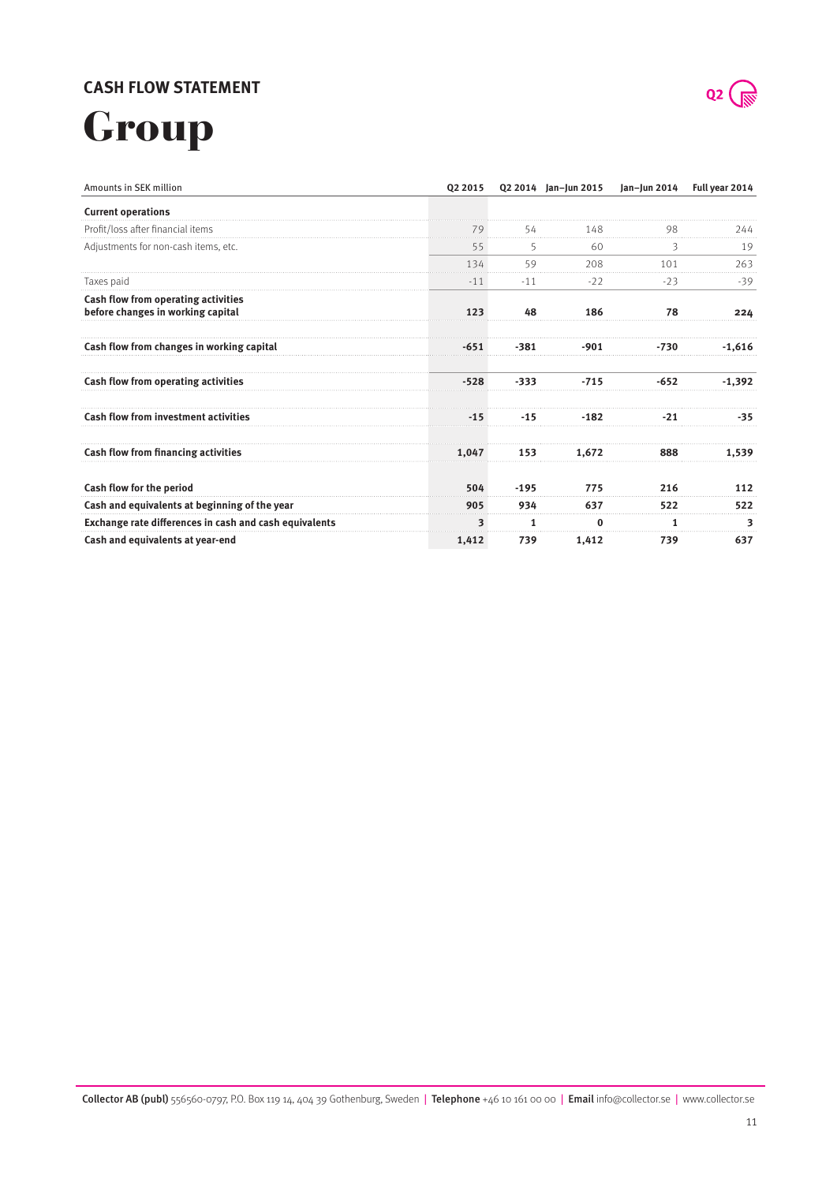## CASH FLOW STATEMENT

# Group

| Amounts in SEK million | Q2 2015 | Q2 2014 | Jan–Jun 2015 | Jan–Jun 2014 | Full year 2014 |
|---|---|---|---|---|---|
| **Current operations** | | | | | |
| Profit/loss after financial items | 79 | 54 | 148 | 98 | 244 |
| Adjustments for non-cash items, etc. | 55 | 5 | 60 | 3 | 19 |
| | 134 | 59 | 208 | 101 | 263 |
| Taxes paid | -11 | -11 | -22 | -23 | -39 |
| **Cash flow from operating activities before changes in working capital** | **123** | **48** | **186** | **78** | **224** |
| **Cash flow from changes in working capital** | **-651** | **-381** | **-901** | **-730** | **-1,616** |
| **Cash flow from operating activities** | **-528** | **-333** | **-715** | **-652** | **-1,392** |
| **Cash flow from investment activities** | **-15** | **-15** | **-182** | **-21** | **-35** |
| **Cash flow from financing activities** | **1,047** | **153** | **1,672** | **888** | **1,539** |
| **Cash flow for the period** | **504** | **-195** | **775** | **216** | **112** |
| **Cash and equivalents at beginning of the year** | **905** | **934** | **637** | **522** | **522** |
| **Exchange rate differences in cash and cash equivalents** | **3** | **1** | **0** | **1** | **3** |
| **Cash and equivalents at year-end** | **1,412** | **739** | **1,412** | **739** | **637** |

**Collector AB (publ)** 556560-0797, P.O. Box 119 14, 404 39 Gothenburg, Sweden | **Telephone** +46 10 161 00 00 | **Email** info@collector.se | www.collector.se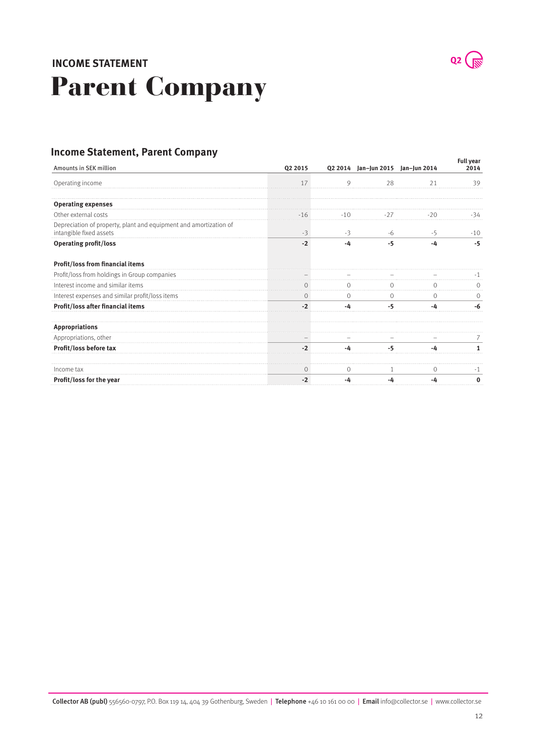## INCOME STATEMENT

# Parent Company

### Income Statement, Parent Company

| Amounts in SEK million | Q2 2015 | Q2 2014 | Jan–Jun 2015 | Jan–Jun 2014 | Full year 2014 |
|---|---|---|---|---|---|
| Operating income | 17 | 9 | 28 | 21 | 39 |
| | | | | | |
| **Operating expenses** | | | | | |
| Other external costs | -16 | -10 | -27 | -20 | -34 |
| Depreciation of property, plant and equipment and amortization of intangible fixed assets | -3 | -3 | -6 | -5 | -10 |
| **Operating profit/loss** | **-2** | **-4** | **-5** | **-4** | **-5** |
| | | | | | |
| **Profit/loss from financial items** | | | | | |
| Profit/loss from holdings in Group companies | – | – | – | – | -1 |
| Interest income and similar items | 0 | 0 | 0 | 0 | 0 |
| Interest expenses and similar profit/loss items | 0 | 0 | 0 | 0 | 0 |
| **Profit/loss after financial items** | **-2** | **-4** | **-5** | **-4** | **-6** |
| | | | | | |
| **Appropriations** | | | | | |
| Appropriations, other | – | – | – | – | 7 |
| **Profit/loss before tax** | **-2** | **-4** | **-5** | **-4** | **1** |
| | | | | | |
| Income tax | 0 | 0 | 1 | 0 | -1 |
| **Profit/loss for the year** | **-2** | **-4** | **-4** | **-4** | **0** |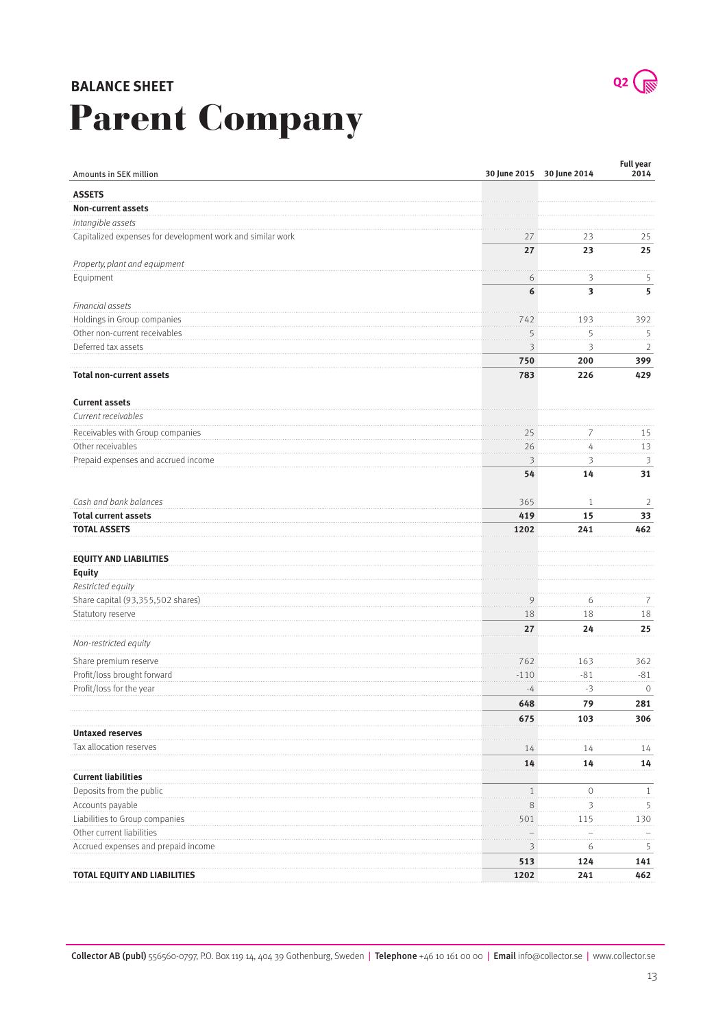## BALANCE SHEET

# Parent Company

| Amounts in SEK million | 30 June 2015 | 30 June 2014 | Full year 2014 |
|---|---|---|---|
| **ASSETS** | | | |
| **Non-current assets** | | | |
| *Intangible assets* | | | |
| Capitalized expenses for development work and similar work | 27 | 23 | 25 |
| | **27** | **23** | **25** |
| *Property, plant and equipment* | | | |
| Equipment | 6 | 3 | 5 |
| | **6** | **3** | **5** |
| *Financial assets* | | | |
| Holdings in Group companies | 742 | 193 | 392 |
| Other non-current receivables | 5 | 5 | 5 |
| Deferred tax assets | 3 | 3 | 2 |
| | **750** | **200** | **399** |
| **Total non-current assets** | **783** | **226** | **429** |
| **Current assets** | | | |
| *Current receivables* | | | |
| Receivables with Group companies | 25 | 7 | 15 |
| Other receivables | 26 | 4 | 13 |
| Prepaid expenses and accrued income | 3 | 3 | 3 |
| | **54** | **14** | **31** |
| *Cash and bank balances* | 365 | 1 | 2 |
| **Total current assets** | **419** | **15** | **33** |
| **TOTAL ASSETS** | **1202** | **241** | **462** |
| **EQUITY AND LIABILITIES** | | | |
| **Equity** | | | |
| *Restricted equity* | | | |
| Share capital (93,355,502 shares) | 9 | 6 | 7 |
| Statutory reserve | 18 | 18 | 18 |
| | **27** | **24** | **25** |
| *Non-restricted equity* | | | |
| Share premium reserve | 762 | 163 | 362 |
| Profit/loss brought forward | -110 | -81 | -81 |
| Profit/loss for the year | -4 | -3 | 0 |
| | **648** | **79** | **281** |
| | **675** | **103** | **306** |
| **Untaxed reserves** | | | |
| Tax allocation reserves | 14 | 14 | 14 |
| | **14** | **14** | **14** |
| **Current liabilities** | | | |
| Deposits from the public | 1 | 0 | 1 |
| Accounts payable | 8 | 3 | 5 |
| Liabilities to Group companies | 501 | 115 | 130 |
| Other current liabilities | – | – | – |
| Accrued expenses and prepaid income | 3 | 6 | 5 |
| | **513** | **124** | **141** |
| **TOTAL EQUITY AND LIABILITIES** | **1202** | **241** | **462** |

**Collector AB (publ)** 556560-0797, P.O. Box 119 14, 404 39 Gothenburg, Sweden | **Telephone** +46 10 161 00 00 | **Email** info@collector.se | www.collector.se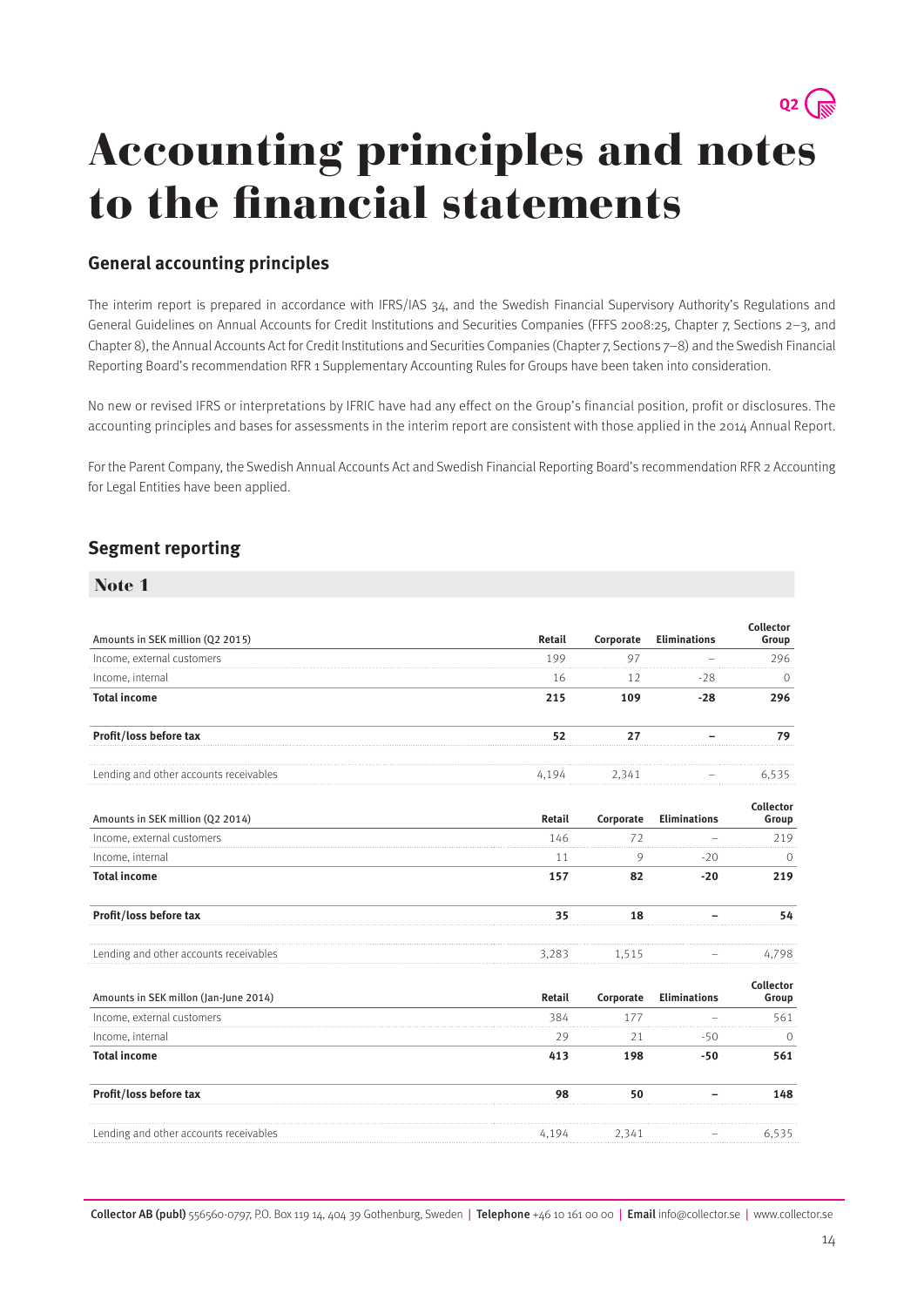# Accounting principles and notes to the financial statements

## General accounting principles

The interim report is prepared in accordance with IFRS/IAS 34, and the Swedish Financial Supervisory Authority's Regulations and General Guidelines on Annual Accounts for Credit Institutions and Securities Companies (FFFS 2008:25, Chapter 7, Sections 2–3, and Chapter 8), the Annual Accounts Act for Credit Institutions and Securities Companies (Chapter 7, Sections 7–8) and the Swedish Financial Reporting Board's recommendation RFR 1 Supplementary Accounting Rules for Groups have been taken into consideration.

No new or revised IFRS or interpretations by IFRIC have had any effect on the Group's financial position, profit or disclosures. The accounting principles and bases for assessments in the interim report are consistent with those applied in the 2014 Annual Report.

For the Parent Company, the Swedish Annual Accounts Act and Swedish Financial Reporting Board's recommendation RFR 2 Accounting for Legal Entities have been applied.

## Segment reporting

### Note 1

| Amounts in SEK million (Q2 2015) | Retail | Corporate | Eliminations | Collector Group |
|---|---|---|---|---|
| Income, external customers | 199 | 97 | – | 296 |
| Income, internal | 16 | 12 | -28 | 0 |
| **Total income** | **215** | **109** | **-28** | **296** |
| **Profit/loss before tax** | **52** | **27** | **–** | **79** |
| Lending and other accounts receivables | 4,194 | 2,341 | – | 6,535 |

| Amounts in SEK million (Q2 2014) | Retail | Corporate | Eliminations | Collector Group |
|---|---|---|---|---|
| Income, external customers | 146 | 72 | – | 219 |
| Income, internal | 11 | 9 | -20 | 0 |
| **Total income** | **157** | **82** | **-20** | **219** |
| **Profit/loss before tax** | **35** | **18** | **–** | **54** |
| Lending and other accounts receivables | 3,283 | 1,515 | – | 4,798 |

| Amounts in SEK millon (Jan-June 2014) | Retail | Corporate | Eliminations | Collector Group |
|---|---|---|---|---|
| Income, external customers | 384 | 177 | – | 561 |
| Income, internal | 29 | 21 | -50 | 0 |
| **Total income** | **413** | **198** | **-50** | **561** |
| **Profit/loss before tax** | **98** | **50** | **–** | **148** |
| Lending and other accounts receivables | 4,194 | 2,341 | – | 6,535 |

**Collector AB (publ)** 556560-0797, P.O. Box 119 14, 404 39 Gothenburg, Sweden | **Telephone** +46 10 161 00 00 | **Email** info@collector.se | www.collector.se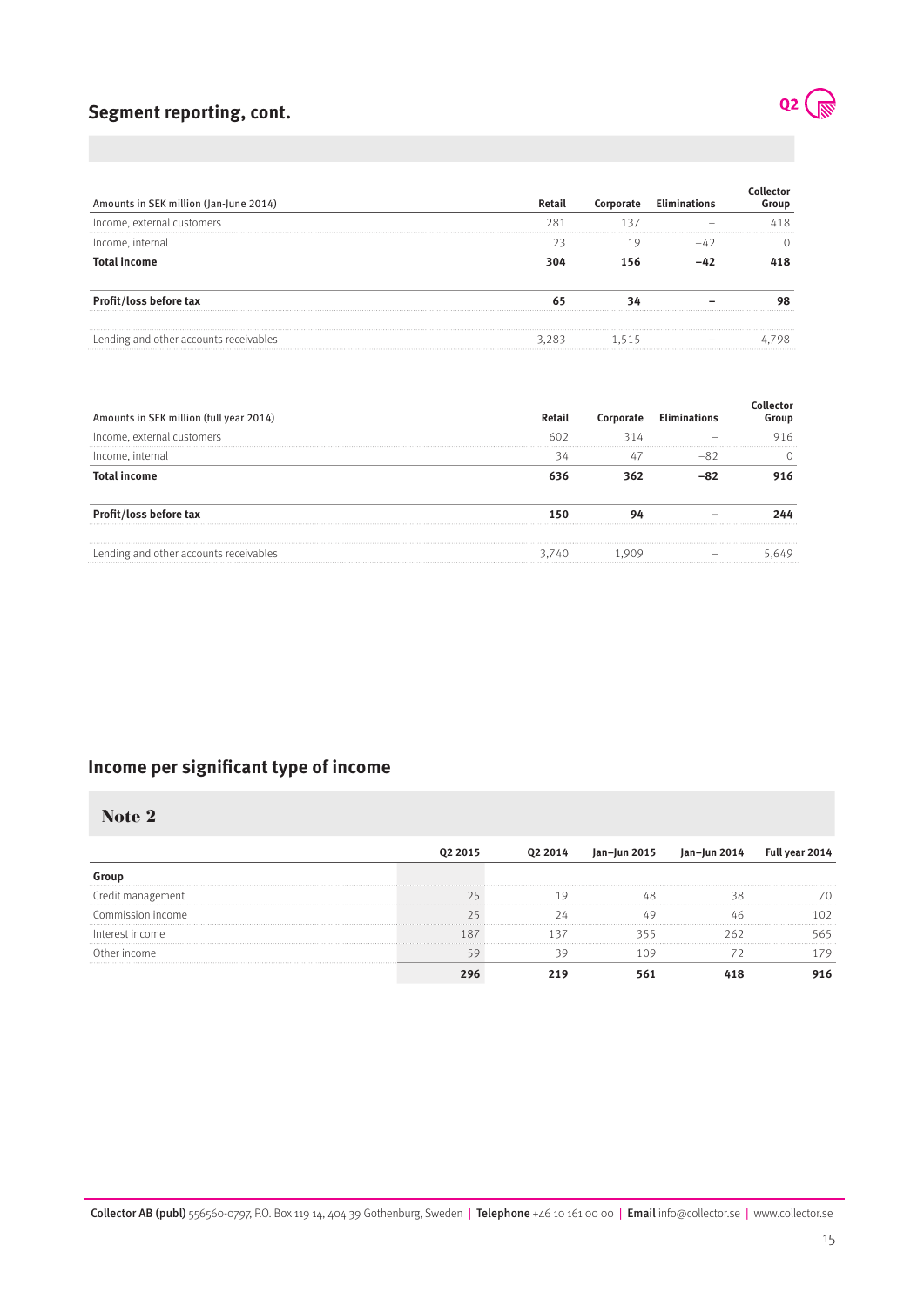## Segment reporting, cont.

| Amounts in SEK million (Jan-June 2014) | Retail | Corporate | Eliminations | Collector Group |
|---|---|---|---|---|
| Income, external customers | 281 | 137 | – | 418 |
| Income, internal | 23 | 19 | −42 | 0 |
| **Total income** | **304** | **156** | **−42** | **418** |
| **Profit/loss before tax** | **65** | **34** | **–** | **98** |
| Lending and other accounts receivables | 3,283 | 1,515 | – | 4,798 |

| Amounts in SEK million (full year 2014) | Retail | Corporate | Eliminations | Collector Group |
|---|---|---|---|---|
| Income, external customers | 602 | 314 | – | 916 |
| Income, internal | 34 | 47 | −82 | 0 |
| **Total income** | **636** | **362** | **−82** | **916** |
| **Profit/loss before tax** | **150** | **94** | **–** | **244** |
| Lending and other accounts receivables | 3,740 | 1,909 | – | 5,649 |

## Income per significant type of income

### Note 2

| | Q2 2015 | Q2 2014 | Jan–Jun 2015 | Jan–Jun 2014 | Full year 2014 |
|---|---|---|---|---|---|
| **Group** | | | | | |
| Credit management | 25 | 19 | 48 | 38 | 70 |
| Commission income | 25 | 24 | 49 | 46 | 102 |
| Interest income | 187 | 137 | 355 | 262 | 565 |
| Other income | 59 | 39 | 109 | 72 | 179 |
| | **296** | **219** | **561** | **418** | **916** |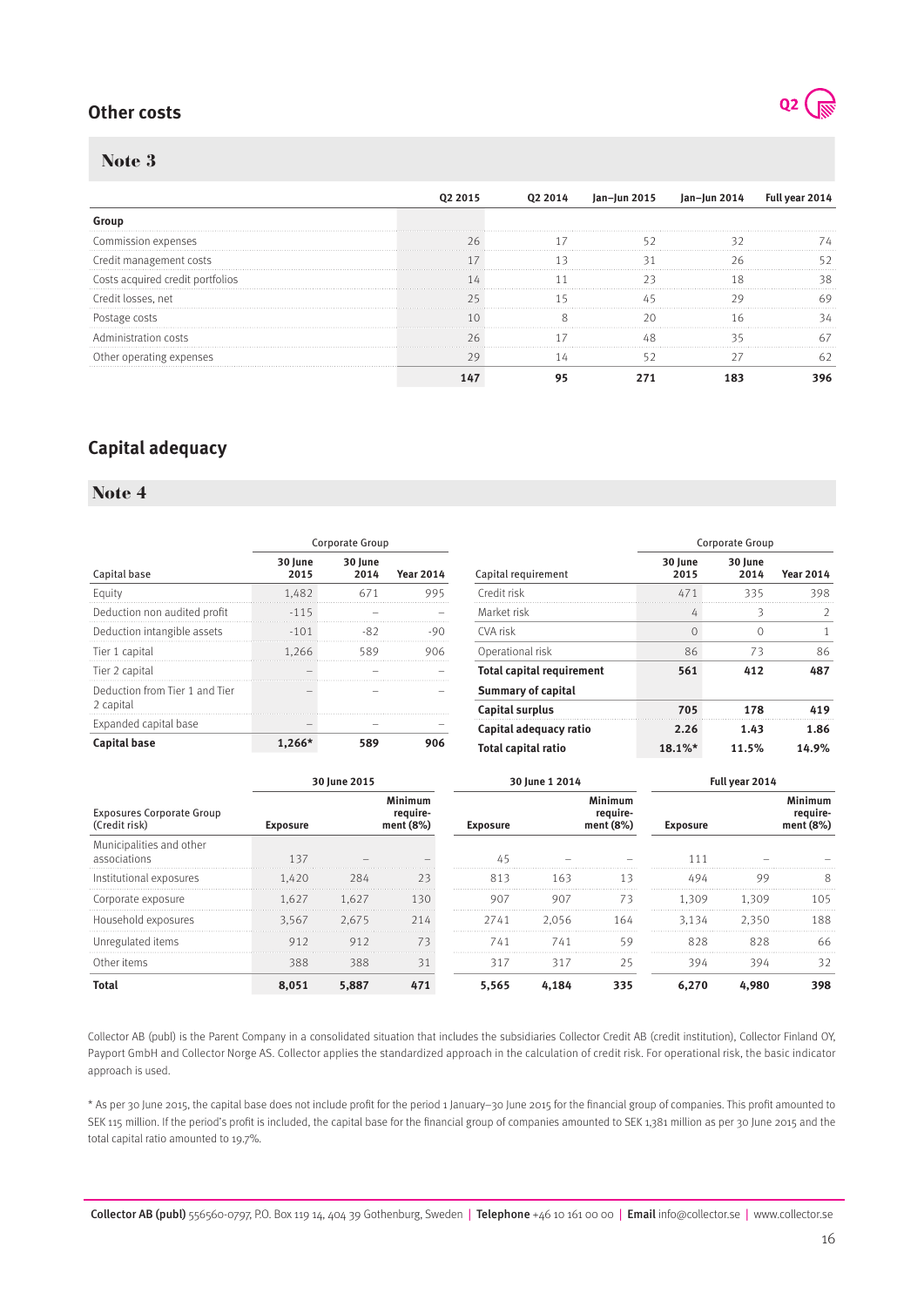## Other costs

### Note 3

| | Q2 2015 | Q2 2014 | Jan–Jun 2015 | Jan–Jun 2014 | Full year 2014 |
|---|---|---|---|---|---|
| **Group** | | | | | |
| Commission expenses | 26 | 17 | 52 | 32 | 74 |
| Credit management costs | 17 | 13 | 31 | 26 | 52 |
| Costs acquired credit portfolios | 14 | 11 | 23 | 18 | 38 |
| Credit losses, net | 25 | 15 | 45 | 29 | 69 |
| Postage costs | 10 | 8 | 20 | 16 | 34 |
| Administration costs | 26 | 17 | 48 | 35 | 67 |
| Other operating expenses | 29 | 14 | 52 | 27 | 62 |
| | **147** | **95** | **271** | **183** | **396** |

## Capital adequacy

### Note 4

| | Corporate Group | | |
|---|---|---|---|
| Capital base | 30 June 2015 | 30 June 2014 | Year 2014 |
| Equity | 1,482 | 671 | 995 |
| Deduction non audited profit | -115 | – | – |
| Deduction intangible assets | -101 | -82 | -90 |
| Tier 1 capital | 1,266 | 589 | 906 |
| Tier 2 capital | – | – | – |
| Deduction from Tier 1 and Tier 2 capital | – | – | – |
| Expanded capital base | – | – | – |
| **Capital base** | **1,266*** | **589** | **906** |

| | Corporate Group | | |
|---|---|---|---|
| Capital requirement | 30 June 2015 | 30 June 2014 | Year 2014 |
| Credit risk | 471 | 335 | 398 |
| Market risk | 4 | 3 | 2 |
| CVA risk | 0 | 0 | 1 |
| Operational risk | 86 | 73 | 86 |
| **Total capital requirement** | **561** | **412** | **487** |
| **Summary of capital** | | | |
| **Capital surplus** | **705** | **178** | **419** |
| **Capital adequacy ratio** | **2.26** | **1.43** | **1.86** |
| **Total capital ratio** | **18.1%*** | **11.5%** | **14.9%** |

| | 30 June 2015 | | | 30 June 1 2014 | | | Full year 2014 | | |
|---|---|---|---|---|---|---|---|---|---|
| Exposures Corporate Group (Credit risk) | Exposure | | Minimum require-ment (8%) | Exposure | | Minimum require-ment (8%) | Exposure | | Minimum require-ment (8%) |
| Municipalities and other associations | 137 | – | – | 45 | – | – | 111 | – | – |
| Institutional exposures | 1,420 | 284 | 23 | 813 | 163 | 13 | 494 | 99 | 8 |
| Corporate exposure | 1,627 | 1,627 | 130 | 907 | 907 | 73 | 1,309 | 1,309 | 105 |
| Household exposures | 3,567 | 2,675 | 214 | 2741 | 2,056 | 164 | 3,134 | 2,350 | 188 |
| Unregulated items | 912 | 912 | 73 | 741 | 741 | 59 | 828 | 828 | 66 |
| Other items | 388 | 388 | 31 | 317 | 317 | 25 | 394 | 394 | 32 |
| **Total** | **8,051** | **5,887** | **471** | **5,565** | **4,184** | **335** | **6,270** | **4,980** | **398** |

Collector AB (publ) is the Parent Company in a consolidated situation that includes the subsidiaries Collector Credit AB (credit institution), Collector Finland OY, Payport GmbH and Collector Norge AS. Collector applies the standardized approach in the calculation of credit risk. For operational risk, the basic indicator approach is used.

* As per 30 June 2015, the capital base does not include profit for the period 1 January–30 June 2015 for the financial group of companies. This profit amounted to SEK 115 million. If the period's profit is included, the capital base for the financial group of companies amounted to SEK 1,381 million as per 30 June 2015 and the total capital ratio amounted to 19.7%.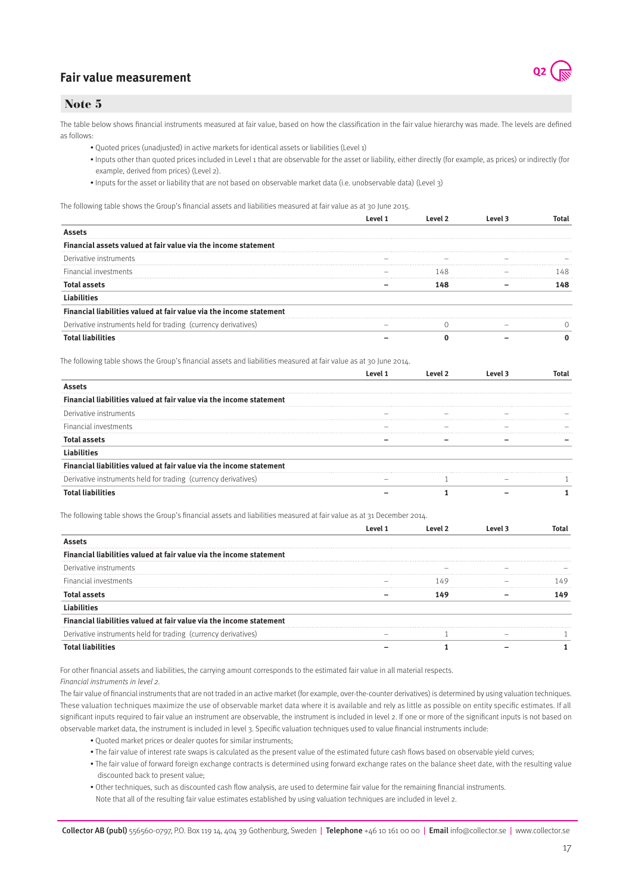## Fair value measurement

### Note 5

The table below shows financial instruments measured at fair value, based on how the classification in the fair value hierarchy was made. The levels are defined as follows:

- Quoted prices (unadjusted) in active markets for identical assets or liabilities (Level 1)
- Inputs other than quoted prices included in Level 1 that are observable for the asset or liability, either directly (for example, as prices) or indirectly (for example, derived from prices) (Level 2).
- Inputs for the asset or liability that are not based on observable market data (i.e. unobservable data) (Level 3)

The following table shows the Group's financial assets and liabilities measured at fair value as at 30 June 2015.

| | Level 1 | Level 2 | Level 3 | Total |
|---|---|---|---|---|
| **Assets** | | | | |
| **Financial assets valued at fair value via the income statement** | | | | |
| Derivative instruments | – | – | – | – |
| Financial investments | – | 148 | – | 148 |
| **Total assets** | **–** | **148** | **–** | **148** |
| **Liabilities** | | | | |
| **Financial liabilities valued at fair value via the income statement** | | | | |
| Derivative instruments held for trading (currency derivatives) | – | 0 | – | 0 |
| **Total liabilities** | **–** | **0** | **–** | **0** |

The following table shows the Group's financial assets and liabilities measured at fair value as at 30 June 2014.

| | Level 1 | Level 2 | Level 3 | Total |
|---|---|---|---|---|
| **Assets** | | | | |
| **Financial liabilities valued at fair value via the income statement** | | | | |
| Derivative instruments | – | – | – | – |
| Financial investments | – | – | – | – |
| **Total assets** | **–** | **–** | **–** | **–** |
| **Liabilities** | | | | |
| **Financial liabilities valued at fair value via the income statement** | | | | |
| Derivative instruments held for trading (currency derivatives) | – | 1 | – | 1 |
| **Total liabilities** | **–** | **1** | **–** | **1** |

The following table shows the Group's financial assets and liabilities measured at fair value as at 31 December 2014.

| | Level 1 | Level 2 | Level 3 | Total |
|---|---|---|---|---|
| **Assets** | | | | |
| **Financial liabilities valued at fair value via the income statement** | | | | |
| Derivative instruments | | – | – | – |
| Financial investments | – | 149 | – | 149 |
| **Total assets** | **–** | **149** | **–** | **149** |
| **Liabilities** | | | | |
| **Financial liabilities valued at fair value via the income statement** | | | | |
| Derivative instruments held for trading (currency derivatives) | – | 1 | – | 1 |
| **Total liabilities** | **–** | **1** | **–** | **1** |

For other financial assets and liabilities, the carrying amount corresponds to the estimated fair value in all material respects.

*Financial instruments in level 2.*

The fair value of financial instruments that are not traded in an active market (for example, over-the-counter derivatives) is determined by using valuation techniques. These valuation techniques maximize the use of observable market data where it is available and rely as little as possible on entity specific estimates. If all significant inputs required to fair value an instrument are observable, the instrument is included in level 2. If one or more of the significant inputs is not based on observable market data, the instrument is included in level 3. Specific valuation techniques used to value financial instruments include:

- Quoted market prices or dealer quotes for similar instruments;
- The fair value of interest rate swaps is calculated as the present value of the estimated future cash flows based on observable yield curves;
- The fair value of forward foreign exchange contracts is determined using forward exchange rates on the balance sheet date, with the resulting value discounted back to present value;
- Other techniques, such as discounted cash flow analysis, are used to determine fair value for the remaining financial instruments.
  Note that all of the resulting fair value estimates established by using valuation techniques are included in level 2.